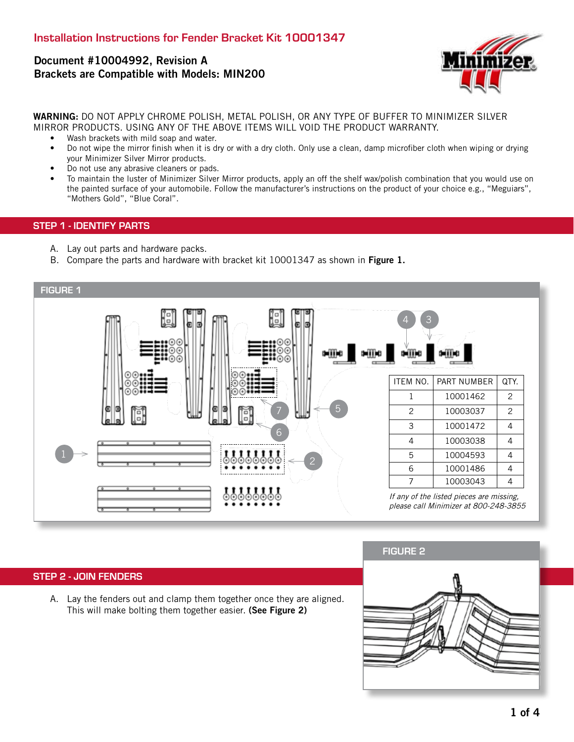# Installation Instructions for Fender Bracket Kit 10001347

**Document #10004992, Revision A**
**Brackets are Compatible with Models: MIN200**

**WARNING:** DO NOT APPLY CHROME POLISH, METAL POLISH, OR ANY TYPE OF BUFFER TO MINIMIZER SILVER MIRROR PRODUCTS. USING ANY OF THE ABOVE ITEMS WILL VOID THE PRODUCT WARRANTY.

- Wash brackets with mild soap and water.
- Do not wipe the mirror finish when it is dry or with a dry cloth. Only use a clean, damp microfiber cloth when wiping or drying your Minimizer Silver Mirror products.
- Do not use any abrasive cleaners or pads.
- To maintain the luster of Minimizer Silver Mirror products, apply an off the shelf wax/polish combination that you would use on the painted surface of your automobile. Follow the manufacturer's instructions on the product of your choice e.g., "Meguiars", "Mothers Gold", "Blue Coral".

## STEP 1 - IDENTIFY PARTS

A. Lay out parts and hardware packs.
B. Compare the parts and hardware with bracket kit 10001347 as shown in **Figure 1.**

### FIGURE 1

| ITEM NO. | PART NUMBER | QTY. |
|---|---|---|
| 1 | 10001462 | 2 |
| 2 | 10003037 | 2 |
| 3 | 10001472 | 4 |
| 4 | 10003038 | 4 |
| 5 | 10004593 | 4 |
| 6 | 10001486 | 4 |
| 7 | 10003043 | 4 |

*If any of the listed pieces are missing, please call Minimizer at 800-248-3855*

## STEP 2 - JOIN FENDERS

A. Lay the fenders out and clamp them together once they are aligned. This will make bolting them together easier. **(See Figure 2)**

### FIGURE 2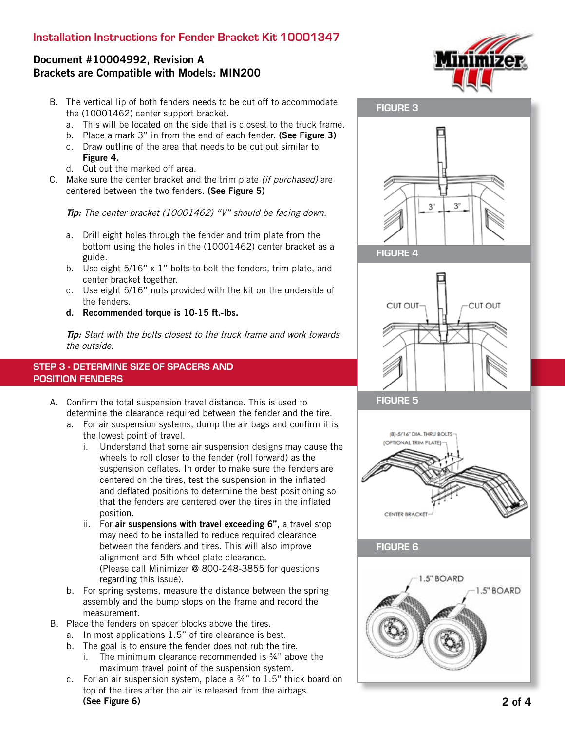# Installation Instructions for Fender Bracket Kit 10001347

**Document #10004992, Revision A**
**Brackets are Compatible with Models: MIN200**

B. The vertical lip of both fenders needs to be cut off to accommodate the (10001462) center support bracket.
   a. This will be located on the side that is closest to the truck frame.
   b. Place a mark 3" in from the end of each fender. **(See Figure 3)**
   c. Draw outline of the area that needs to be cut out similar to **Figure 4.**
   d. Cut out the marked off area.

C. Make sure the center bracket and the trim plate *(if purchased)* are centered between the two fenders. **(See Figure 5)**

   ***Tip:*** *The center bracket (10001462) "V" should be facing down.*

   a. Drill eight holes through the fender and trim plate from the bottom using the holes in the (10001462) center bracket as a guide.
   b. Use eight 5/16" x 1" bolts to bolt the fenders, trim plate, and center bracket together.
   c. Use eight 5/16" nuts provided with the kit on the underside of the fenders.
   d. **Recommended torque is 10-15 ft.-lbs.**

   ***Tip:*** *Start with the bolts closest to the truck frame and work towards the outside.*

## STEP 3 - DETERMINE SIZE OF SPACERS AND POSITION FENDERS

A. Confirm the total suspension travel distance. This is used to determine the clearance required between the fender and the tire.
   a. For air suspension systems, dump the air bags and confirm it is the lowest point of travel.
      i. Understand that some air suspension designs may cause the wheels to roll closer to the fender (roll forward) as the suspension deflates. In order to make sure the fenders are centered on the tires, test the suspension in the inflated and deflated positions to determine the best positioning so that the fenders are centered over the tires in the inflated position.
      ii. For **air suspensions with travel exceeding 6"**, a travel stop may need to be installed to reduce required clearance between the fenders and tires. This will also improve alignment and 5th wheel plate clearance. (Please call Minimizer @ 800-248-3855 for questions regarding this issue).
   b. For spring systems, measure the distance between the spring assembly and the bump stops on the frame and record the measurement.

B. Place the fenders on spacer blocks above the tires.
   a. In most applications 1.5" of tire clearance is best.
   b. The goal is to ensure the fender does not rub the tire.
      i. The minimum clearance recommended is ¾" above the maximum travel point of the suspension system.
   c. For an air suspension system, place a ¾" to 1.5" thick board on top of the tires after the air is released from the airbags. **(See Figure 6)**

**FIGURE 3**

3" 3"

**FIGURE 4**

CUT OUT CUT OUT

**FIGURE 5**

(8)-5/16" DIA. THRU BOLTS
(OPTIONAL TRIM PLATE)
CENTER BRACKET

**FIGURE 6**

1.5" BOARD 1.5" BOARD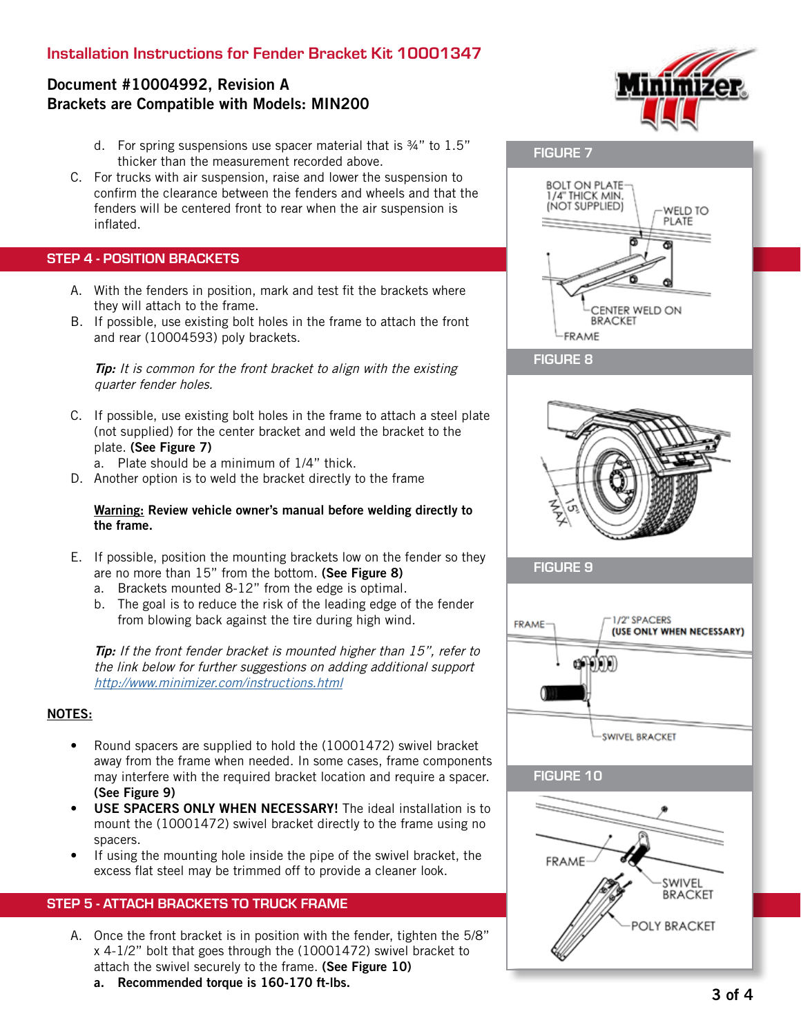Installation Instructions for Fender Bracket Kit 10001347

**Document #10004992, Revision A**
**Brackets are Compatible with Models: MIN200**

d. For spring suspensions use spacer material that is ¾" to 1.5" thicker than the measurement recorded above.

C. For trucks with air suspension, raise and lower the suspension to confirm the clearance between the fenders and wheels and that the fenders will be centered front to rear when the air suspension is inflated.

## STEP 4 - POSITION BRACKETS

A. With the fenders in position, mark and test fit the brackets where they will attach to the frame.

B. If possible, use existing bolt holes in the frame to attach the front and rear (10004593) poly brackets.

*Tip: It is common for the front bracket to align with the existing quarter fender holes.*

C. If possible, use existing bolt holes in the frame to attach a steel plate (not supplied) for the center bracket and weld the bracket to the plate. **(See Figure 7)**
   a. Plate should be a minimum of 1/4" thick.

D. Another option is to weld the bracket directly to the frame

**Warning: Review vehicle owner's manual before welding directly to the frame.**

E. If possible, position the mounting brackets low on the fender so they are no more than 15" from the bottom. **(See Figure 8)**
   a. Brackets mounted 8-12" from the edge is optimal.
   b. The goal is to reduce the risk of the leading edge of the fender from blowing back against the tire during high wind.

***Tip:** If the front fender bracket is mounted higher than 15", refer to the link below for further suggestions on adding additional support* http://www.minimizer.com/instructions.html

**NOTES:**

- Round spacers are supplied to hold the (10001472) swivel bracket away from the frame when needed. In some cases, frame components may interfere with the required bracket location and require a spacer. **(See Figure 9)**
- **USE SPACERS ONLY WHEN NECESSARY!** The ideal installation is to mount the (10001472) swivel bracket directly to the frame using no spacers.
- If using the mounting hole inside the pipe of the swivel bracket, the excess flat steel may be trimmed off to provide a cleaner look.

## STEP 5 - ATTACH BRACKETS TO TRUCK FRAME

A. Once the front bracket is in position with the fender, tighten the 5/8" x 4-1/2" bolt that goes through the (10001472) swivel bracket to attach the swivel securely to the frame. **(See Figure 10)**
   **a. Recommended torque is 160-170 ft-lbs.**

FIGURE 7

BOLT ON PLATE 1/4" THICK MIN. (NOT SUPPLIED) — WELD TO PLATE — CENTER WELD ON BRACKET — FRAME

FIGURE 8

15" MAX

FIGURE 9

FRAME — 1/2" SPACERS (USE ONLY WHEN NECESSARY) — SWIVEL BRACKET

FIGURE 10

FRAME — SWIVEL BRACKET — POLY BRACKET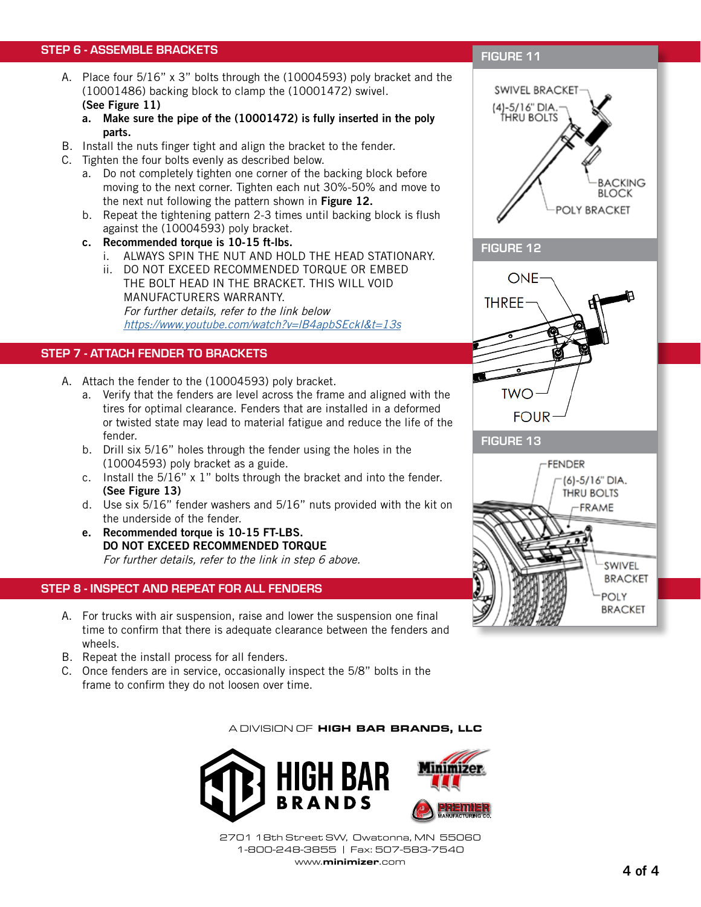## STEP 6 - ASSEMBLE BRACKETS

A. Place four 5/16" x 3" bolts through the (10004593) poly bracket and the (10001486) backing block to clamp the (10001472) swivel. **(See Figure 11)**
   a. **Make sure the pipe of the (10001472) is fully inserted in the poly parts.**

B. Install the nuts finger tight and align the bracket to the fender.

C. Tighten the four bolts evenly as described below.
   a. Do not completely tighten one corner of the backing block before moving to the next corner. Tighten each nut 30%-50% and move to the next nut following the pattern shown in **Figure 12.**
   b. Repeat the tightening pattern 2-3 times until backing block is flush against the (10004593) poly bracket.
   c. **Recommended torque is 10-15 ft-lbs.**
      i. ALWAYS SPIN THE NUT AND HOLD THE HEAD STATIONARY.
      ii. DO NOT EXCEED RECOMMENDED TORQUE OR EMBED THE BOLT HEAD IN THE BRACKET. THIS WILL VOID MANUFACTURERS WARRANTY.
      *For further details, refer to the link below*
      *https://www.youtube.com/watch?v=lB4apbSEckI&t=13s*

## STEP 7 - ATTACH FENDER TO BRACKETS

A. Attach the fender to the (10004593) poly bracket.
   a. Verify that the fenders are level across the frame and aligned with the tires for optimal clearance. Fenders that are installed in a deformed or twisted state may lead to material fatigue and reduce the life of the fender.
   b. Drill six 5/16" holes through the fender using the holes in the (10004593) poly bracket as a guide.
   c. Install the 5/16" x 1" bolts through the bracket and into the fender. **(See Figure 13)**
   d. Use six 5/16" fender washers and 5/16" nuts provided with the kit on the underside of the fender.
   e. **Recommended torque is 10-15 FT-LBS.**
      **DO NOT EXCEED RECOMMENDED TORQUE**
      *For further details, refer to the link in step 6 above.*

## STEP 8 - INSPECT AND REPEAT FOR ALL FENDERS

A. For trucks with air suspension, raise and lower the suspension one final time to confirm that there is adequate clearance between the fenders and wheels.

B. Repeat the install process for all fenders.

C. Once fenders are in service, occasionally inspect the 5/8" bolts in the frame to confirm they do not loosen over time.

**FIGURE 11**

SWIVEL BRACKET
(4)-5/16" DIA. THRU BOLTS
BACKING BLOCK
POLY BRACKET

**FIGURE 12**

ONE
THREE
TWO
FOUR

**FIGURE 13**

FENDER
(6)-5/16" DIA. THRU BOLTS
FRAME
SWIVEL BRACKET
POLY BRACKET

A DIVISION OF **HIGH BAR BRANDS, LLC**

HIGH BAR BRANDS

Minimizer

PREMIER MANUFACTURING CO.

2701 18th Street SW, Owatonna, MN 55060
1-800-248-3855 | Fax: 507-583-7540
www.**minimizer**.com